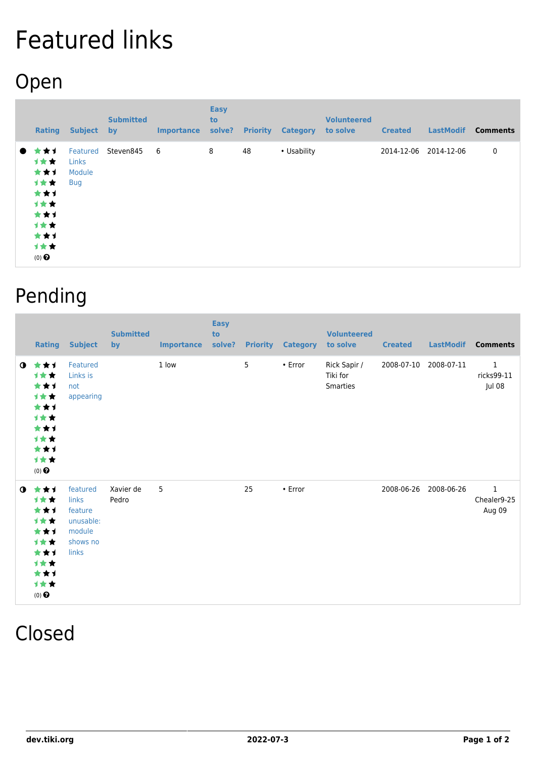# Featured links

## Open

| | Rating | Subject | Submitted by | Importance | Easy to solve? | Priority | Category | Volunteered to solve | Created | LastModif | Comments |
|---|---|---|---|---|---|---|---|---|---|---|---|
| ● | (0) | Featured Links Module Bug | Steven845 | 6 | 8 | 48 | • Usability | | 2014-12-06 | 2014-12-06 | 0 |

## Pending

| | Rating | Subject | Submitted by | Importance | Easy to solve? | Priority | Category | Volunteered to solve | Created | LastModif | Comments |
|---|---|---|---|---|---|---|---|---|---|---|---|
| ◑ | (0) | Featured Links is not appearing | | 1 low | | 5 | • Error | Rick Sapir / Tiki for Smarties | 2008-07-10 | 2008-07-11 | 1 ricks99-11 Jul 08 |
| ◑ | (0) | featured links feature unusable: module shows no links | Xavier de Pedro | 5 | | 25 | • Error | | 2008-06-26 | 2008-06-26 | 1 Chealer9-25 Aug 09 |

## Closed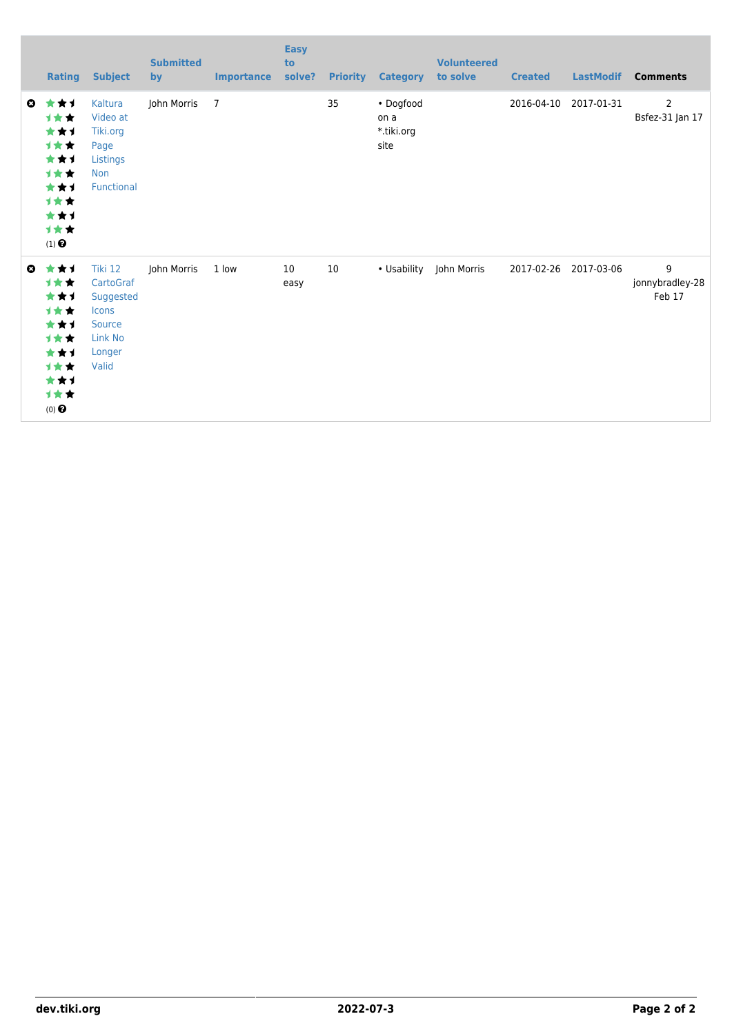| | Rating | Subject | Submitted by | Importance | Easy to solve? | Priority | Category | Volunteered to solve | Created | LastModif | Comments |
|---|---|---|---|---|---|---|---|---|---|---|---|
| | (1) | Kaltura Video at Tiki.org Page Listings Non Functional | John Morris | 7 | | 35 | • Dogfood on a *.tiki.org site | | 2016-04-10 | 2017-01-31 | 2 Bsfez-31 Jan 17 |
| | (0) | Tiki 12 CartoGraf Suggested Icons Source Link No Longer Valid | John Morris | 1 low | 10 easy | 10 | • Usability | John Morris | 2017-02-26 | 2017-03-06 | 9 jonnybradley-28 Feb 17 |